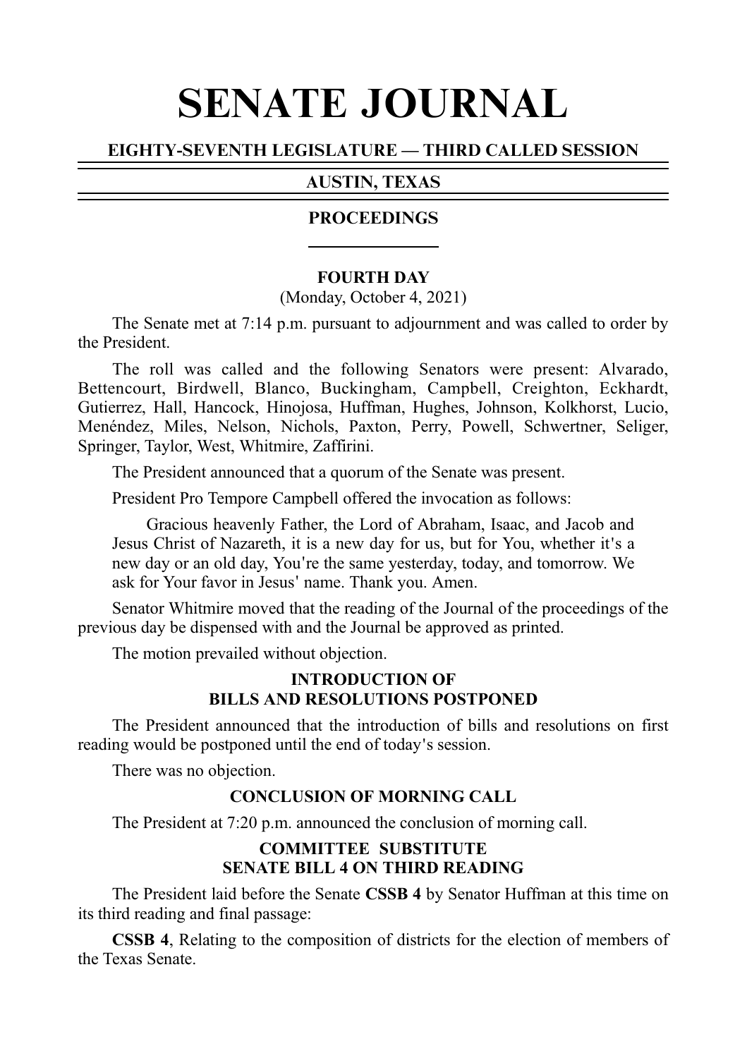# SENATE JOURNAL

## EIGHTY-SEVENTH LEGISLATURE — THIRD CALLED SESSION

## AUSTIN, TEXAS

## PROCEEDINGS

### FOURTH DAY

(Monday, October 4, 2021)

The Senate met at 7:14 p.m. pursuant to adjournment and was called to order by the President.

The roll was called and the following Senators were present: Alvarado, Bettencourt, Birdwell, Blanco, Buckingham, Campbell, Creighton, Eckhardt, Gutierrez, Hall, Hancock, Hinojosa, Huffman, Hughes, Johnson, Kolkhorst, Lucio, Menéndez, Miles, Nelson, Nichols, Paxton, Perry, Powell, Schwertner, Seliger, Springer, Taylor, West, Whitmire, Zaffirini.

The President announced that a quorum of the Senate was present.

President Pro Tempore Campbell offered the invocation as follows:

> Gracious heavenly Father, the Lord of Abraham, Isaac, and Jacob and Jesus Christ of Nazareth, it is a new day for us, but for You, whether it's a new day or an old day, You're the same yesterday, today, and tomorrow. We ask for Your favor in Jesus' name. Thank you. Amen.

Senator Whitmire moved that the reading of the Journal of the proceedings of the previous day be dispensed with and the Journal be approved as printed.

The motion prevailed without objection.

### INTRODUCTION OF BILLS AND RESOLUTIONS POSTPONED

The President announced that the introduction of bills and resolutions on first reading would be postponed until the end of today's session.

There was no objection.

### CONCLUSION OF MORNING CALL

The President at 7:20 p.m. announced the conclusion of morning call.

### COMMITTEE SUBSTITUTE SENATE BILL 4 ON THIRD READING

The President laid before the Senate **CSSB 4** by Senator Huffman at this time on its third reading and final passage:

**CSSB 4**, Relating to the composition of districts for the election of members of the Texas Senate.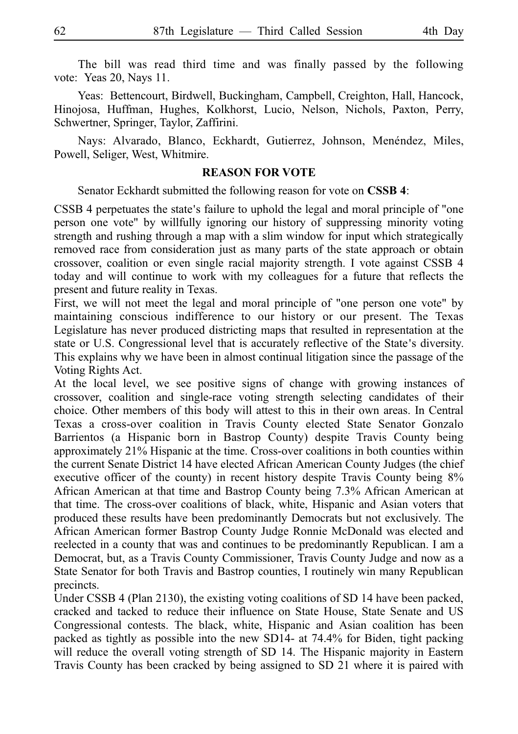The bill was read third time and was finally passed by the following vote: Yeas 20, Nays 11.

Yeas: Bettencourt, Birdwell, Buckingham, Campbell, Creighton, Hall, Hancock, Hinojosa, Huffman, Hughes, Kolkhorst, Lucio, Nelson, Nichols, Paxton, Perry, Schwertner, Springer, Taylor, Zaffirini.

Nays: Alvarado, Blanco, Eckhardt, Gutierrez, Johnson, Menéndez, Miles, Powell, Seliger, West, Whitmire.

## REASON FOR VOTE

Senator Eckhardt submitted the following reason for vote on **CSSB 4**:

CSSB 4 perpetuates the state's failure to uphold the legal and moral principle of "one person one vote" by willfully ignoring our history of suppressing minority voting strength and rushing through a map with a slim window for input which strategically removed race from consideration just as many parts of the state approach or obtain crossover, coalition or even single racial majority strength. I vote against CSSB 4 today and will continue to work with my colleagues for a future that reflects the present and future reality in Texas.

First, we will not meet the legal and moral principle of "one person one vote" by maintaining conscious indifference to our history or our present. The Texas Legislature has never produced districting maps that resulted in representation at the state or U.S. Congressional level that is accurately reflective of the State's diversity. This explains why we have been in almost continual litigation since the passage of the Voting Rights Act.

At the local level, we see positive signs of change with growing instances of crossover, coalition and single-race voting strength selecting candidates of their choice. Other members of this body will attest to this in their own areas. In Central Texas a cross-over coalition in Travis County elected State Senator Gonzalo Barrientos (a Hispanic born in Bastrop County) despite Travis County being approximately 21% Hispanic at the time. Cross-over coalitions in both counties within the current Senate District 14 have elected African American County Judges (the chief executive officer of the county) in recent history despite Travis County being 8% African American at that time and Bastrop County being 7.3% African American at that time. The cross-over coalitions of black, white, Hispanic and Asian voters that produced these results have been predominantly Democrats but not exclusively. The African American former Bastrop County Judge Ronnie McDonald was elected and reelected in a county that was and continues to be predominantly Republican. I am a Democrat, but, as a Travis County Commissioner, Travis County Judge and now as a State Senator for both Travis and Bastrop counties, I routinely win many Republican precincts.

Under CSSB 4 (Plan 2130), the existing voting coalitions of SD 14 have been packed, cracked and tacked to reduce their influence on State House, State Senate and US Congressional contests. The black, white, Hispanic and Asian coalition has been packed as tightly as possible into the new SD14- at 74.4% for Biden, tight packing will reduce the overall voting strength of SD 14. The Hispanic majority in Eastern Travis County has been cracked by being assigned to SD 21 where it is paired with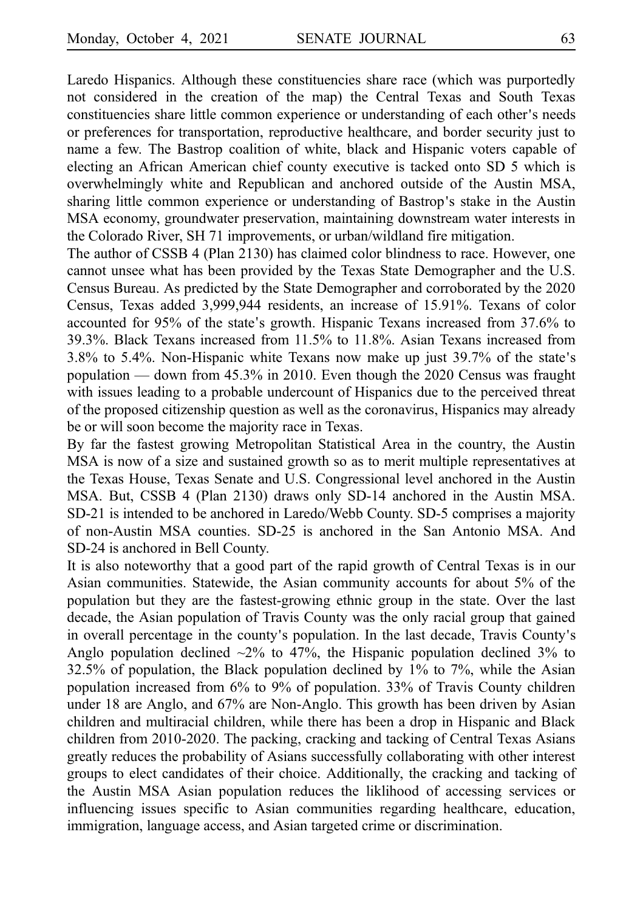Laredo Hispanics. Although these constituencies share race (which was purportedly not considered in the creation of the map) the Central Texas and South Texas constituencies share little common experience or understanding of each other's needs or preferences for transportation, reproductive healthcare, and border security just to name a few. The Bastrop coalition of white, black and Hispanic voters capable of electing an African American chief county executive is tacked onto SD 5 which is overwhelmingly white and Republican and anchored outside of the Austin MSA, sharing little common experience or understanding of Bastrop's stake in the Austin MSA economy, groundwater preservation, maintaining downstream water interests in the Colorado River, SH 71 improvements, or urban/wildland fire mitigation.

The author of CSSB 4 (Plan 2130) has claimed color blindness to race. However, one cannot unsee what has been provided by the Texas State Demographer and the U.S. Census Bureau. As predicted by the State Demographer and corroborated by the 2020 Census, Texas added 3,999,944 residents, an increase of 15.91%. Texans of color accounted for 95% of the state's growth. Hispanic Texans increased from 37.6% to 39.3%. Black Texans increased from 11.5% to 11.8%. Asian Texans increased from 3.8% to 5.4%. Non-Hispanic white Texans now make up just 39.7% of the state's population — down from 45.3% in 2010. Even though the 2020 Census was fraught with issues leading to a probable undercount of Hispanics due to the perceived threat of the proposed citizenship question as well as the coronavirus, Hispanics may already be or will soon become the majority race in Texas.

By far the fastest growing Metropolitan Statistical Area in the country, the Austin MSA is now of a size and sustained growth so as to merit multiple representatives at the Texas House, Texas Senate and U.S. Congressional level anchored in the Austin MSA. But, CSSB 4 (Plan 2130) draws only SD-14 anchored in the Austin MSA. SD-21 is intended to be anchored in Laredo/Webb County. SD-5 comprises a majority of non-Austin MSA counties. SD-25 is anchored in the San Antonio MSA. And SD-24 is anchored in Bell County.

It is also noteworthy that a good part of the rapid growth of Central Texas is in our Asian communities. Statewide, the Asian community accounts for about 5% of the population but they are the fastest-growing ethnic group in the state. Over the last decade, the Asian population of Travis County was the only racial group that gained in overall percentage in the county's population. In the last decade, Travis County's Anglo population declined ~2% to 47%, the Hispanic population declined 3% to 32.5% of population, the Black population declined by 1% to 7%, while the Asian population increased from 6% to 9% of population. 33% of Travis County children under 18 are Anglo, and 67% are Non-Anglo. This growth has been driven by Asian children and multiracial children, while there has been a drop in Hispanic and Black children from 2010-2020. The packing, cracking and tacking of Central Texas Asians greatly reduces the probability of Asians successfully collaborating with other interest groups to elect candidates of their choice. Additionally, the cracking and tacking of the Austin MSA Asian population reduces the liklihood of accessing services or influencing issues specific to Asian communities regarding healthcare, education, immigration, language access, and Asian targeted crime or discrimination.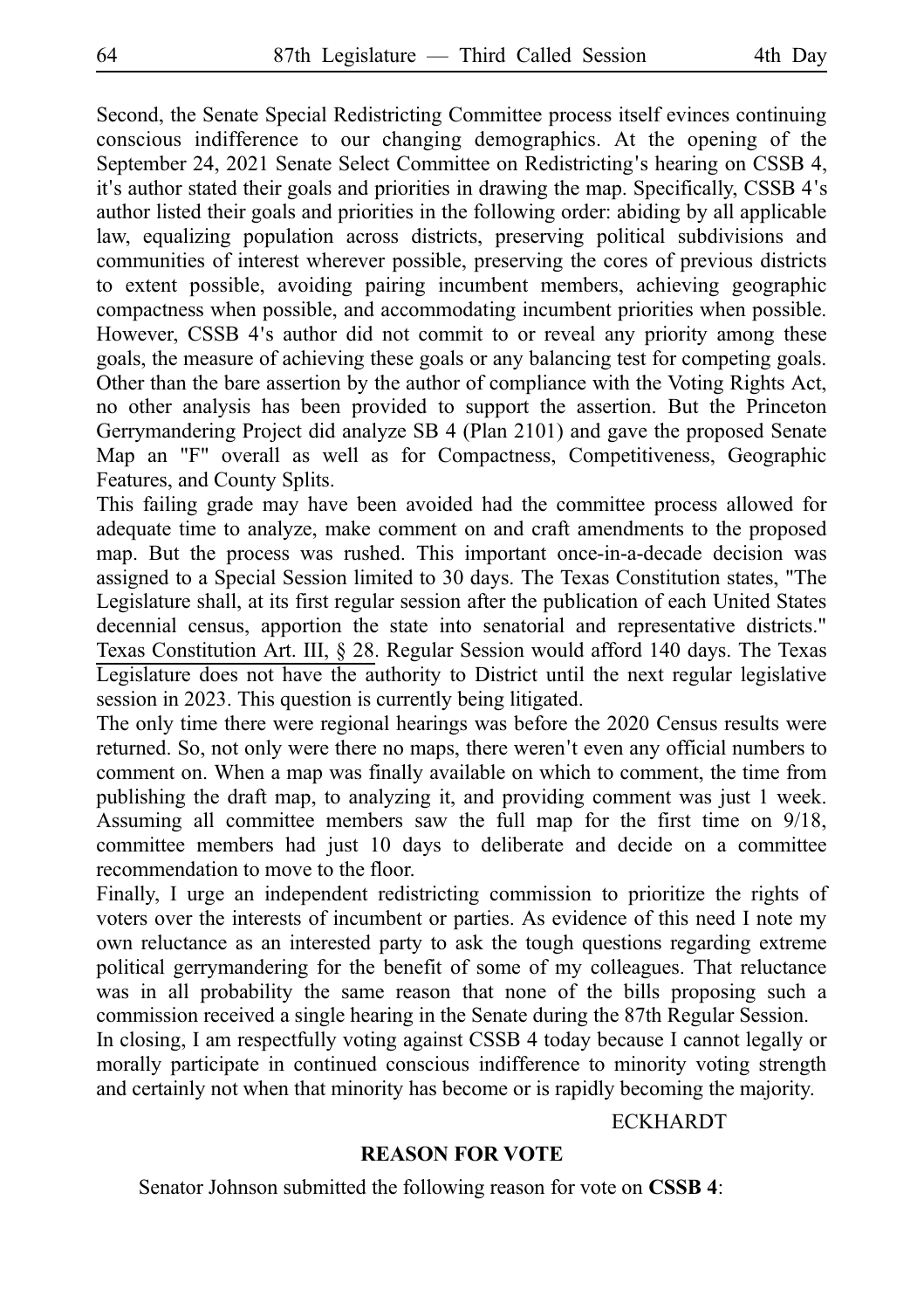Second, the Senate Special Redistricting Committee process itself evinces continuing conscious indifference to our changing demographics. At the opening of the September 24, 2021 Senate Select Committee on Redistricting's hearing on CSSB 4, it's author stated their goals and priorities in drawing the map. Specifically, CSSB 4's author listed their goals and priorities in the following order: abiding by all applicable law, equalizing population across districts, preserving political subdivisions and communities of interest wherever possible, preserving the cores of previous districts to extent possible, avoiding pairing incumbent members, achieving geographic compactness when possible, and accommodating incumbent priorities when possible. However, CSSB 4's author did not commit to or reveal any priority among these goals, the measure of achieving these goals or any balancing test for competing goals. Other than the bare assertion by the author of compliance with the Voting Rights Act, no other analysis has been provided to support the assertion. But the Princeton Gerrymandering Project did analyze SB 4 (Plan 2101) and gave the proposed Senate Map an "F" overall as well as for Compactness, Competitiveness, Geographic Features, and County Splits.

This failing grade may have been avoided had the committee process allowed for adequate time to analyze, make comment on and craft amendments to the proposed map. But the process was rushed. This important once-in-a-decade decision was assigned to a Special Session limited to 30 days. The Texas Constitution states, "The Legislature shall, at its first regular session after the publication of each United States decennial census, apportion the state into senatorial and representative districts." Texas Constitution Art. III, § 28. Regular Session would afford 140 days. The Texas Legislature does not have the authority to District until the next regular legislative session in 2023. This question is currently being litigated.

The only time there were regional hearings was before the 2020 Census results were returned. So, not only were there no maps, there weren't even any official numbers to comment on. When a map was finally available on which to comment, the time from publishing the draft map, to analyzing it, and providing comment was just 1 week. Assuming all committee members saw the full map for the first time on 9/18, committee members had just 10 days to deliberate and decide on a committee recommendation to move to the floor.

Finally, I urge an independent redistricting commission to prioritize the rights of voters over the interests of incumbent or parties. As evidence of this need I note my own reluctance as an interested party to ask the tough questions regarding extreme political gerrymandering for the benefit of some of my colleagues. That reluctance was in all probability the same reason that none of the bills proposing such a commission received a single hearing in the Senate during the 87th Regular Session.

In closing, I am respectfully voting against CSSB 4 today because I cannot legally or morally participate in continued conscious indifference to minority voting strength and certainly not when that minority has become or is rapidly becoming the majority.

ECKHARDT

**REASON FOR VOTE**

Senator Johnson submitted the following reason for vote on **CSSB 4**: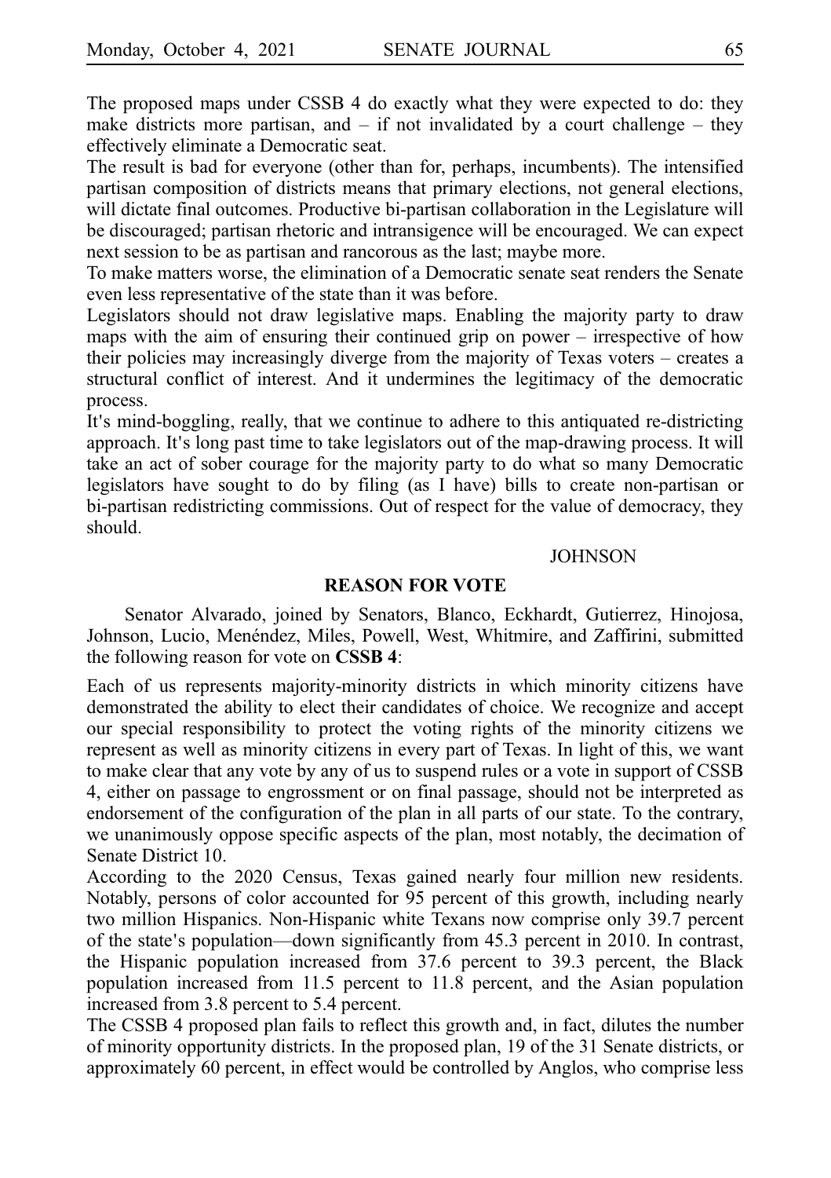The proposed maps under CSSB 4 do exactly what they were expected to do: they make districts more partisan, and – if not invalidated by a court challenge – they effectively eliminate a Democratic seat.

The result is bad for everyone (other than for, perhaps, incumbents). The intensified partisan composition of districts means that primary elections, not general elections, will dictate final outcomes. Productive bi-partisan collaboration in the Legislature will be discouraged; partisan rhetoric and intransigence will be encouraged. We can expect next session to be as partisan and rancorous as the last; maybe more.

To make matters worse, the elimination of a Democratic senate seat renders the Senate even less representative of the state than it was before.

Legislators should not draw legislative maps. Enabling the majority party to draw maps with the aim of ensuring their continued grip on power – irrespective of how their policies may increasingly diverge from the majority of Texas voters – creates a structural conflict of interest. And it undermines the legitimacy of the democratic process.

It's mind-boggling, really, that we continue to adhere to this antiquated re-districting approach. It's long past time to take legislators out of the map-drawing process. It will take an act of sober courage for the majority party to do what so many Democratic legislators have sought to do by filing (as I have) bills to create non-partisan or bi-partisan redistricting commissions. Out of respect for the value of democracy, they should.

JOHNSON

## REASON FOR VOTE

Senator Alvarado, joined by Senators, Blanco, Eckhardt, Gutierrez, Hinojosa, Johnson, Lucio, Menéndez, Miles, Powell, West, Whitmire, and Zaffirini, submitted the following reason for vote on **CSSB 4**:

Each of us represents majority-minority districts in which minority citizens have demonstrated the ability to elect their candidates of choice. We recognize and accept our special responsibility to protect the voting rights of the minority citizens we represent as well as minority citizens in every part of Texas. In light of this, we want to make clear that any vote by any of us to suspend rules or a vote in support of CSSB 4, either on passage to engrossment or on final passage, should not be interpreted as endorsement of the configuration of the plan in all parts of our state. To the contrary, we unanimously oppose specific aspects of the plan, most notably, the decimation of Senate District 10.

According to the 2020 Census, Texas gained nearly four million new residents. Notably, persons of color accounted for 95 percent of this growth, including nearly two million Hispanics. Non-Hispanic white Texans now comprise only 39.7 percent of the state's population—down significantly from 45.3 percent in 2010. In contrast, the Hispanic population increased from 37.6 percent to 39.3 percent, the Black population increased from 11.5 percent to 11.8 percent, and the Asian population increased from 3.8 percent to 5.4 percent.

The CSSB 4 proposed plan fails to reflect this growth and, in fact, dilutes the number of minority opportunity districts. In the proposed plan, 19 of the 31 Senate districts, or approximately 60 percent, in effect would be controlled by Anglos, who comprise less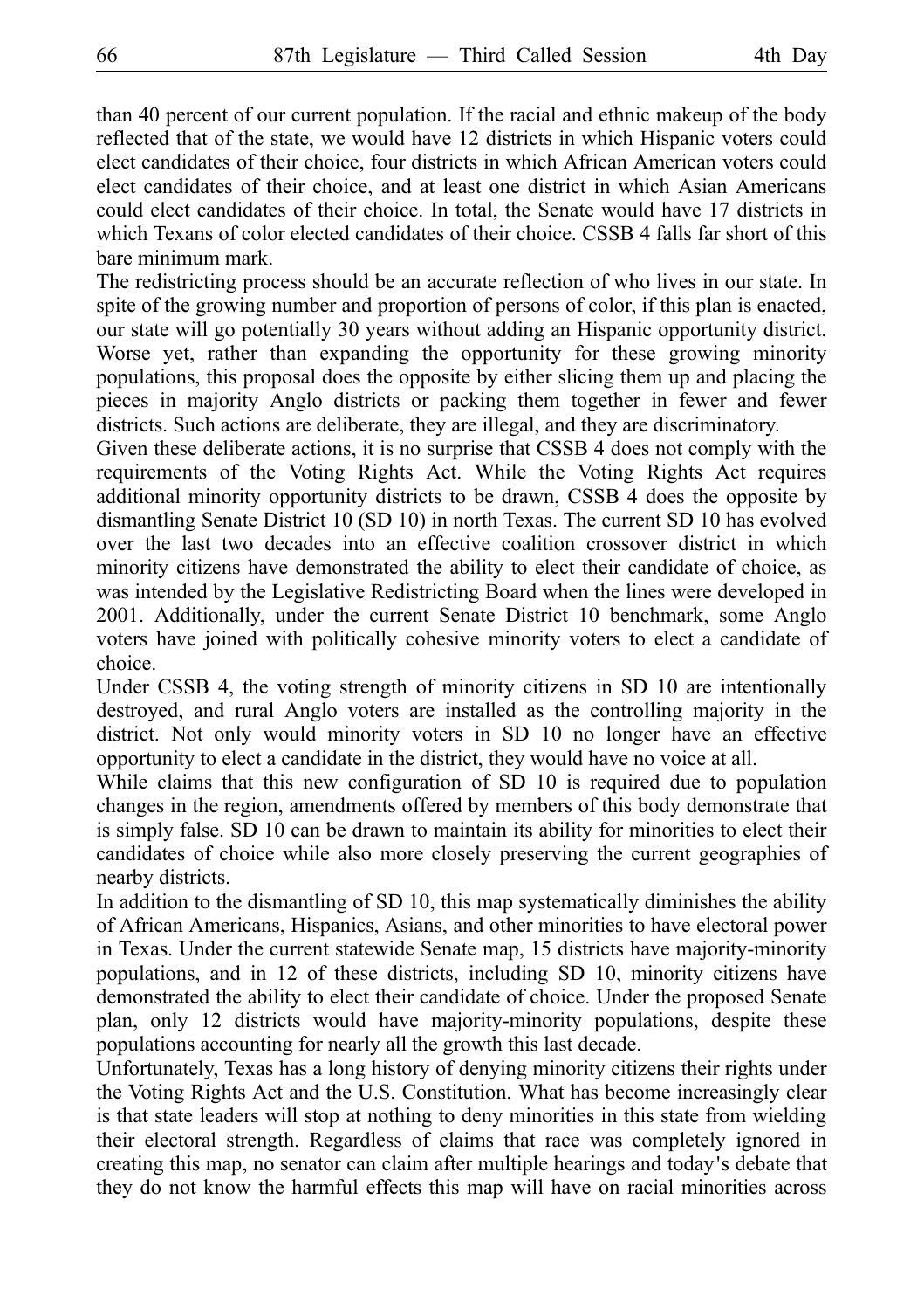than 40 percent of our current population. If the racial and ethnic makeup of the body reflected that of the state, we would have 12 districts in which Hispanic voters could elect candidates of their choice, four districts in which African American voters could elect candidates of their choice, and at least one district in which Asian Americans could elect candidates of their choice. In total, the Senate would have 17 districts in which Texans of color elected candidates of their choice. CSSB 4 falls far short of this bare minimum mark.

The redistricting process should be an accurate reflection of who lives in our state. In spite of the growing number and proportion of persons of color, if this plan is enacted, our state will go potentially 30 years without adding an Hispanic opportunity district. Worse yet, rather than expanding the opportunity for these growing minority populations, this proposal does the opposite by either slicing them up and placing the pieces in majority Anglo districts or packing them together in fewer and fewer districts. Such actions are deliberate, they are illegal, and they are discriminatory.

Given these deliberate actions, it is no surprise that CSSB 4 does not comply with the requirements of the Voting Rights Act. While the Voting Rights Act requires additional minority opportunity districts to be drawn, CSSB 4 does the opposite by dismantling Senate District 10 (SD 10) in north Texas. The current SD 10 has evolved over the last two decades into an effective coalition crossover district in which minority citizens have demonstrated the ability to elect their candidate of choice, as was intended by the Legislative Redistricting Board when the lines were developed in 2001. Additionally, under the current Senate District 10 benchmark, some Anglo voters have joined with politically cohesive minority voters to elect a candidate of choice.

Under CSSB 4, the voting strength of minority citizens in SD 10 are intentionally destroyed, and rural Anglo voters are installed as the controlling majority in the district. Not only would minority voters in SD 10 no longer have an effective opportunity to elect a candidate in the district, they would have no voice at all.

While claims that this new configuration of SD 10 is required due to population changes in the region, amendments offered by members of this body demonstrate that is simply false. SD 10 can be drawn to maintain its ability for minorities to elect their candidates of choice while also more closely preserving the current geographies of nearby districts.

In addition to the dismantling of SD 10, this map systematically diminishes the ability of African Americans, Hispanics, Asians, and other minorities to have electoral power in Texas. Under the current statewide Senate map, 15 districts have majority-minority populations, and in 12 of these districts, including SD 10, minority citizens have demonstrated the ability to elect their candidate of choice. Under the proposed Senate plan, only 12 districts would have majority-minority populations, despite these populations accounting for nearly all the growth this last decade.

Unfortunately, Texas has a long history of denying minority citizens their rights under the Voting Rights Act and the U.S. Constitution. What has become increasingly clear is that state leaders will stop at nothing to deny minorities in this state from wielding their electoral strength. Regardless of claims that race was completely ignored in creating this map, no senator can claim after multiple hearings and today's debate that they do not know the harmful effects this map will have on racial minorities across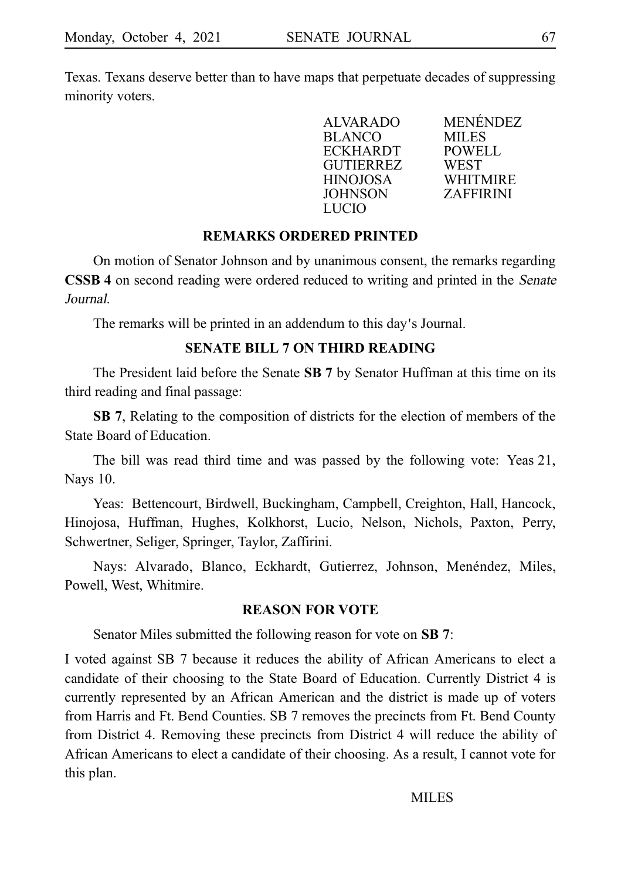Texas. Texans deserve better than to have maps that perpetuate decades of suppressing minority voters.

ALVARADO
BLANCO
ECKHARDT
GUTIERREZ
HINOJOSA
JOHNSON
LUCIO
MENÉNDEZ
MILES
POWELL
WEST
WHITMIRE
ZAFFIRINI

## REMARKS ORDERED PRINTED

On motion of Senator Johnson and by unanimous consent, the remarks regarding **CSSB 4** on second reading were ordered reduced to writing and printed in the *Senate Journal*.

The remarks will be printed in an addendum to this day's Journal.

## SENATE BILL 7 ON THIRD READING

The President laid before the Senate **SB 7** by Senator Huffman at this time on its third reading and final passage:

**SB 7**, Relating to the composition of districts for the election of members of the State Board of Education.

The bill was read third time and was passed by the following vote: Yeas 21, Nays 10.

Yeas: Bettencourt, Birdwell, Buckingham, Campbell, Creighton, Hall, Hancock, Hinojosa, Huffman, Hughes, Kolkhorst, Lucio, Nelson, Nichols, Paxton, Perry, Schwertner, Seliger, Springer, Taylor, Zaffirini.

Nays: Alvarado, Blanco, Eckhardt, Gutierrez, Johnson, Menéndez, Miles, Powell, West, Whitmire.

## REASON FOR VOTE

Senator Miles submitted the following reason for vote on **SB 7**:

I voted against SB 7 because it reduces the ability of African Americans to elect a candidate of their choosing to the State Board of Education. Currently District 4 is currently represented by an African American and the district is made up of voters from Harris and Ft. Bend Counties. SB 7 removes the precincts from Ft. Bend County from District 4. Removing these precincts from District 4 will reduce the ability of African Americans to elect a candidate of their choosing. As a result, I cannot vote for this plan.

MILES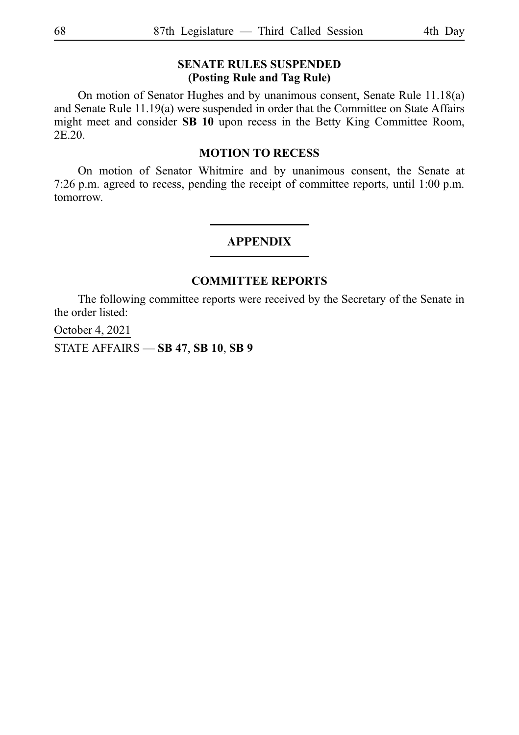## SENATE RULES SUSPENDED
## (Posting Rule and Tag Rule)

On motion of Senator Hughes and by unanimous consent, Senate Rule 11.18(a) and Senate Rule 11.19(a) were suspended in order that the Committee on State Affairs might meet and consider **SB 10** upon recess in the Betty King Committee Room, 2E.20.

## MOTION TO RECESS

On motion of Senator Whitmire and by unanimous consent, the Senate at 7:26 p.m. agreed to recess, pending the receipt of committee reports, until 1:00 p.m. tomorrow.

---

# APPENDIX

---

## COMMITTEE REPORTS

The following committee reports were received by the Secretary of the Senate in the order listed:

October 4, 2021

STATE AFFAIRS — **SB 47**, **SB 10**, **SB 9**